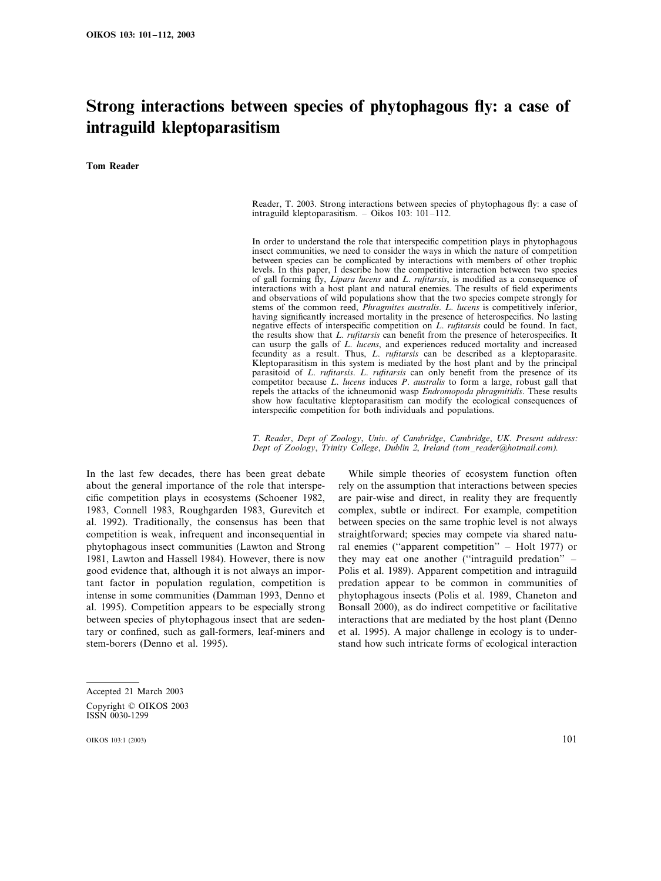# Strong interactions between species of phytophagous fly: a case of intraguild kleptoparasitism

**Tom Reader**

Reader, T. 2003. Strong interactions between species of phytophagous fly: a case of intraguild kleptoparasitism. – Oikos 103: 101–112.

In order to understand the role that interspecific competition plays in phytophagous insect communities, we need to consider the ways in which the nature of competition between species can be complicated by interactions with members of other trophic levels. In this paper, I describe how the competitive interaction between two species of gall forming fly, *Lipara lucens* and *L. rufitarsis*, is modified as a consequence of interactions with a host plant and natural enemies. The results of field experiments and observations of wild populations show that the two species compete strongly for stems of the common reed, *Phragmites australis*. *L. lucens* is competitively inferior, having significantly increased mortality in the presence of heterospecifics. No lasting negative effects of interspecific competition on *L. rufitarsis* could be found. In fact, the results show that *L. rufitarsis* can benefit from the presence of heterospecifics. It can usurp the galls of *L. lucens*, and experiences reduced mortality and increased fecundity as a result. Thus, *L. rufitarsis* can be described as a kleptoparasite. Kleptoparasitism in this system is mediated by the host plant and by the principal parasitoid of *L. rufitarsis*. *L. rufitarsis* can only benefit from the presence of its competitor because *L. lucens* induces *P. australis* to form a large, robust gall that repels the attacks of the ichneumonid wasp *Endromopoda phragmitidis*. These results show how facultative kleptoparasitism can modify the ecological consequences of interspecific competition for both individuals and populations.

*T. Reader, Dept of Zoology, Univ. of Cambridge, Cambridge, UK. Present address: Dept of Zoology, Trinity College, Dublin 2, Ireland (tom_reader@hotmail.com).*

In the last few decades, there has been great debate about the general importance of the role that interspecific competition plays in ecosystems (Schoener 1982, 1983, Connell 1983, Roughgarden 1983, Gurevitch et al. 1992). Traditionally, the consensus has been that competition is weak, infrequent and inconsequential in phytophagous insect communities (Lawton and Strong 1981, Lawton and Hassell 1984). However, there is now good evidence that, although it is not always an important factor in population regulation, competition is intense in some communities (Damman 1993, Denno et al. 1995). Competition appears to be especially strong between species of phytophagous insect that are sedentary or confined, such as gall-formers, leaf-miners and stem-borers (Denno et al. 1995).

While simple theories of ecosystem function often rely on the assumption that interactions between species are pair-wise and direct, in reality they are frequently complex, subtle or indirect. For example, competition between species on the same trophic level is not always straightforward; species may compete via shared natural enemies ("apparent competition" – Holt 1977) or they may eat one another ("intraguild predation" – Polis et al. 1989). Apparent competition and intraguild predation appear to be common in communities of phytophagous insects (Polis et al. 1989, Chaneton and Bonsall 2000), as do indirect competitive or facilitative interactions that are mediated by the host plant (Denno et al. 1995). A major challenge in ecology is to understand how such intricate forms of ecological interaction

Accepted 21 March 2003

Copyright © OIKOS 2003
ISSN 0030-1299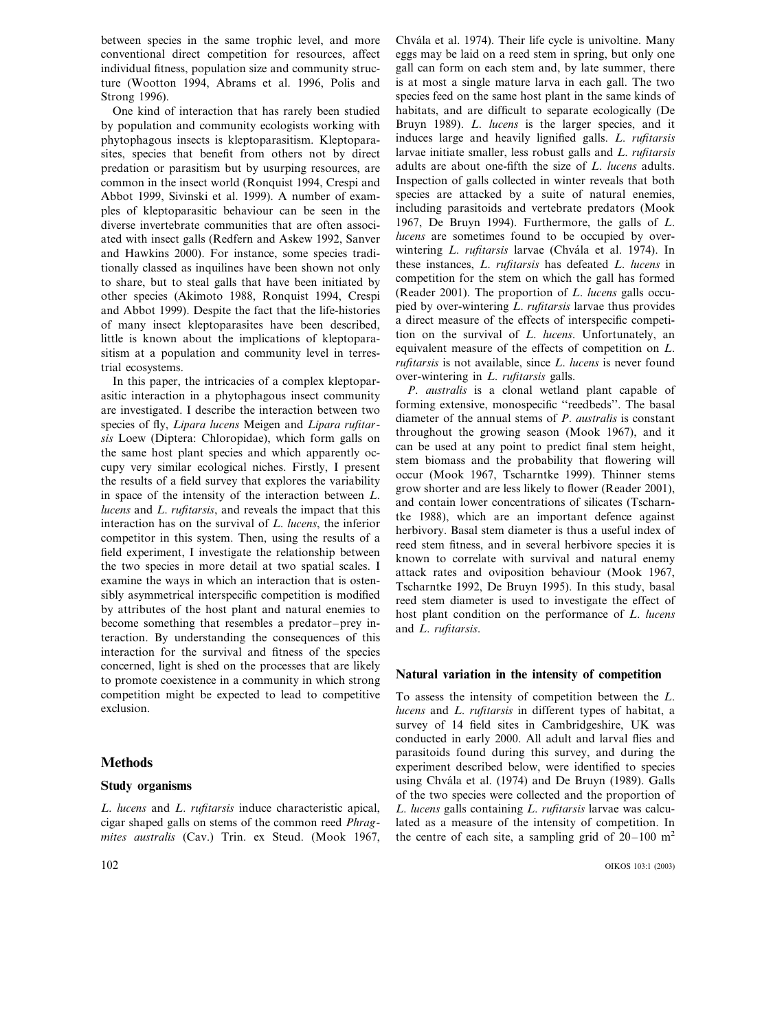between species in the same trophic level, and more conventional direct competition for resources, affect individual fitness, population size and community structure (Wootton 1994, Abrams et al. 1996, Polis and Strong 1996).

One kind of interaction that has rarely been studied by population and community ecologists working with phytophagous insects is kleptoparasitism. Kleptoparasites, species that benefit from others not by direct predation or parasitism but by usurping resources, are common in the insect world (Ronquist 1994, Crespi and Abbot 1999, Sivinski et al. 1999). A number of examples of kleptoparasitic behaviour can be seen in the diverse invertebrate communities that are often associated with insect galls (Redfern and Askew 1992, Sanver and Hawkins 2000). For instance, some species traditionally classed as inquilines have been shown not only to share, but to steal galls that have been initiated by other species (Akimoto 1988, Ronquist 1994, Crespi and Abbot 1999). Despite the fact that the life-histories of many insect kleptoparasites have been described, little is known about the implications of kleptoparasitism at a population and community level in terrestrial ecosystems.

In this paper, the intricacies of a complex kleptoparasitic interaction in a phytophagous insect community are investigated. I describe the interaction between two species of fly, *Lipara lucens* Meigen and *Lipara rufitarsis* Loew (Diptera: Chloropidae), which form galls on the same host plant species and which apparently occupy very similar ecological niches. Firstly, I present the results of a field survey that explores the variability in space of the intensity of the interaction between *L. lucens* and *L. rufitarsis*, and reveals the impact that this interaction has on the survival of *L. lucens*, the inferior competitor in this system. Then, using the results of a field experiment, I investigate the relationship between the two species in more detail at two spatial scales. I examine the ways in which an interaction that is ostensibly asymmetrical interspecific competition is modified by attributes of the host plant and natural enemies to become something that resembles a predator–prey interaction. By understanding the consequences of this interaction for the survival and fitness of the species concerned, light is shed on the processes that are likely to promote coexistence in a community in which strong competition might be expected to lead to competitive exclusion.

## Methods

### Study organisms

*L. lucens* and *L. rufitarsis* induce characteristic apical, cigar shaped galls on stems of the common reed *Phragmites australis* (Cav.) Trin. ex Steud. (Mook 1967, Chvála et al. 1974). Their life cycle is univoltine. Many eggs may be laid on a reed stem in spring, but only one gall can form on each stem and, by late summer, there is at most a single mature larva in each gall. The two species feed on the same host plant in the same kinds of habitats, and are difficult to separate ecologically (De Bruyn 1989). *L. lucens* is the larger species, and it induces large and heavily lignified galls. *L. rufitarsis* larvae initiate smaller, less robust galls and *L. rufitarsis* adults are about one-fifth the size of *L. lucens* adults. Inspection of galls collected in winter reveals that both species are attacked by a suite of natural enemies, including parasitoids and vertebrate predators (Mook 1967, De Bruyn 1994). Furthermore, the galls of *L. lucens* are sometimes found to be occupied by over-wintering *L. rufitarsis* larvae (Chvála et al. 1974). In these instances, *L. rufitarsis* has defeated *L. lucens* in competition for the stem on which the gall has formed (Reader 2001). The proportion of *L. lucens* galls occupied by over-wintering *L. rufitarsis* larvae thus provides a direct measure of the effects of interspecific competition on the survival of *L. lucens*. Unfortunately, an equivalent measure of the effects of competition on *L. rufitarsis* is not available, since *L. lucens* is never found over-wintering in *L. rufitarsis* galls.

*P. australis* is a clonal wetland plant capable of forming extensive, monospecific "reedbeds". The basal diameter of the annual stems of *P. australis* is constant throughout the growing season (Mook 1967), and it can be used at any point to predict final stem height, stem biomass and the probability that flowering will occur (Mook 1967, Tscharntke 1999). Thinner stems grow shorter and are less likely to flower (Reader 2001), and contain lower concentrations of silicates (Tscharntke 1988), which are an important defence against herbivory. Basal stem diameter is thus a useful index of reed stem fitness, and in several herbivore species it is known to correlate with survival and natural enemy attack rates and oviposition behaviour (Mook 1967, Tscharntke 1992, De Bruyn 1995). In this study, basal reed stem diameter is used to investigate the effect of host plant condition on the performance of *L. lucens* and *L. rufitarsis*.

## Natural variation in the intensity of competition

To assess the intensity of competition between the *L. lucens* and *L. rufitarsis* in different types of habitat, a survey of 14 field sites in Cambridgeshire, UK was conducted in early 2000. All adult and larval flies and parasitoids found during this survey, and during the experiment described below, were identified to species using Chvála et al. (1974) and De Bruyn (1989). Galls of the two species were collected and the proportion of *L. lucens* galls containing *L. rufitarsis* larvae was calculated as a measure of the intensity of competition. In the centre of each site, a sampling grid of 20–100 $m^2$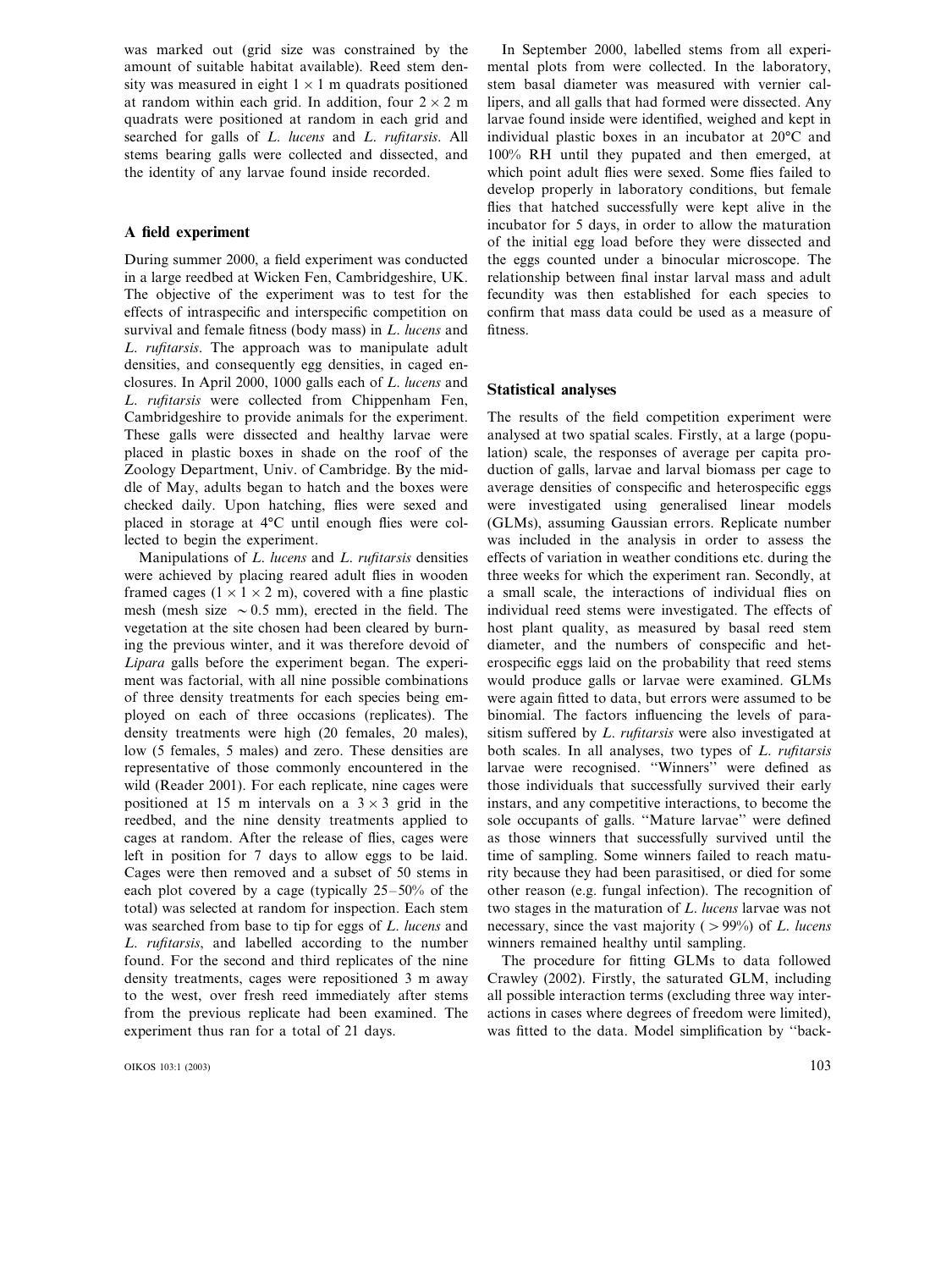was marked out (grid size was constrained by the amount of suitable habitat available). Reed stem density was measured in eight $1 \times 1$ m quadrats positioned at random within each grid. In addition, four $2 \times 2$ m quadrats were positioned at random in each grid and searched for galls of *L. lucens* and *L. rufitarsis*. All stems bearing galls were collected and dissected, and the identity of any larvae found inside recorded.

## A field experiment

During summer 2000, a field experiment was conducted in a large reedbed at Wicken Fen, Cambridgeshire, UK. The objective of the experiment was to test for the effects of intraspecific and interspecific competition on survival and female fitness (body mass) in *L. lucens* and *L. rufitarsis*. The approach was to manipulate adult densities, and consequently egg densities, in caged enclosures. In April 2000, 1000 galls each of *L. lucens* and *L. rufitarsis* were collected from Chippenham Fen, Cambridgeshire to provide animals for the experiment. These galls were dissected and healthy larvae were placed in plastic boxes in shade on the roof of the Zoology Department, Univ. of Cambridge. By the middle of May, adults began to hatch and the boxes were checked daily. Upon hatching, flies were sexed and placed in storage at 4°C until enough flies were collected to begin the experiment.

Manipulations of *L. lucens* and *L. rufitarsis* densities were achieved by placing reared adult flies in wooden framed cages ($1 \times 1 \times 2$ m), covered with a fine plastic mesh (mesh size $\sim 0.5$ mm), erected in the field. The vegetation at the site chosen had been cleared by burning the previous winter, and it was therefore devoid of *Lipara* galls before the experiment began. The experiment was factorial, with all nine possible combinations of three density treatments for each species being employed on each of three occasions (replicates). The density treatments were high (20 females, 20 males), low (5 females, 5 males) and zero. These densities are representative of those commonly encountered in the wild (Reader 2001). For each replicate, nine cages were positioned at 15 m intervals on a $3 \times 3$ grid in the reedbed, and the nine density treatments applied to cages at random. After the release of flies, cages were left in position for 7 days to allow eggs to be laid. Cages were then removed and a subset of 50 stems in each plot covered by a cage (typically 25–50% of the total) was selected at random for inspection. Each stem was searched from base to tip for eggs of *L. lucens* and *L. rufitarsis*, and labelled according to the number found. For the second and third replicates of the nine density treatments, cages were repositioned 3 m away to the west, over fresh reed immediately after stems from the previous replicate had been examined. The experiment thus ran for a total of 21 days.

In September 2000, labelled stems from all experimental plots from were collected. In the laboratory, stem basal diameter was measured with vernier callipers, and all galls that had formed were dissected. Any larvae found inside were identified, weighed and kept in individual plastic boxes in an incubator at 20°C and 100% RH until they pupated and then emerged, at which point adult flies were sexed. Some flies failed to develop properly in laboratory conditions, but female flies that hatched successfully were kept alive in the incubator for 5 days, in order to allow the maturation of the initial egg load before they were dissected and the eggs counted under a binocular microscope. The relationship between final instar larval mass and adult fecundity was then established for each species to confirm that mass data could be used as a measure of fitness.

## Statistical analyses

The results of the field competition experiment were analysed at two spatial scales. Firstly, at a large (population) scale, the responses of average per capita production of galls, larvae and larval biomass per cage to average densities of conspecific and heterospecific eggs were investigated using generalised linear models (GLMs), assuming Gaussian errors. Replicate number was included in the analysis in order to assess the effects of variation in weather conditions etc. during the three weeks for which the experiment ran. Secondly, at a small scale, the interactions of individual flies on individual reed stems were investigated. The effects of host plant quality, as measured by basal reed stem diameter, and the numbers of conspecific and heterospecific eggs laid on the probability that reed stems would produce galls or larvae were examined. GLMs were again fitted to data, but errors were assumed to be binomial. The factors influencing the levels of parasitism suffered by *L. rufitarsis* were also investigated at both scales. In all analyses, two types of *L. rufitarsis* larvae were recognised. "Winners" were defined as those individuals that successfully survived their early instars, and any competitive interactions, to become the sole occupants of galls. "Mature larvae" were defined as those winners that successfully survived until the time of sampling. Some winners failed to reach maturity because they had been parasitised, or died for some other reason (e.g. fungal infection). The recognition of two stages in the maturation of *L. lucens* larvae was not necessary, since the vast majority ($>99\%$) of *L. lucens* winners remained healthy until sampling.

The procedure for fitting GLMs to data followed Crawley (2002). Firstly, the saturated GLM, including all possible interaction terms (excluding three way interactions in cases where degrees of freedom were limited), was fitted to the data. Model simplification by "back-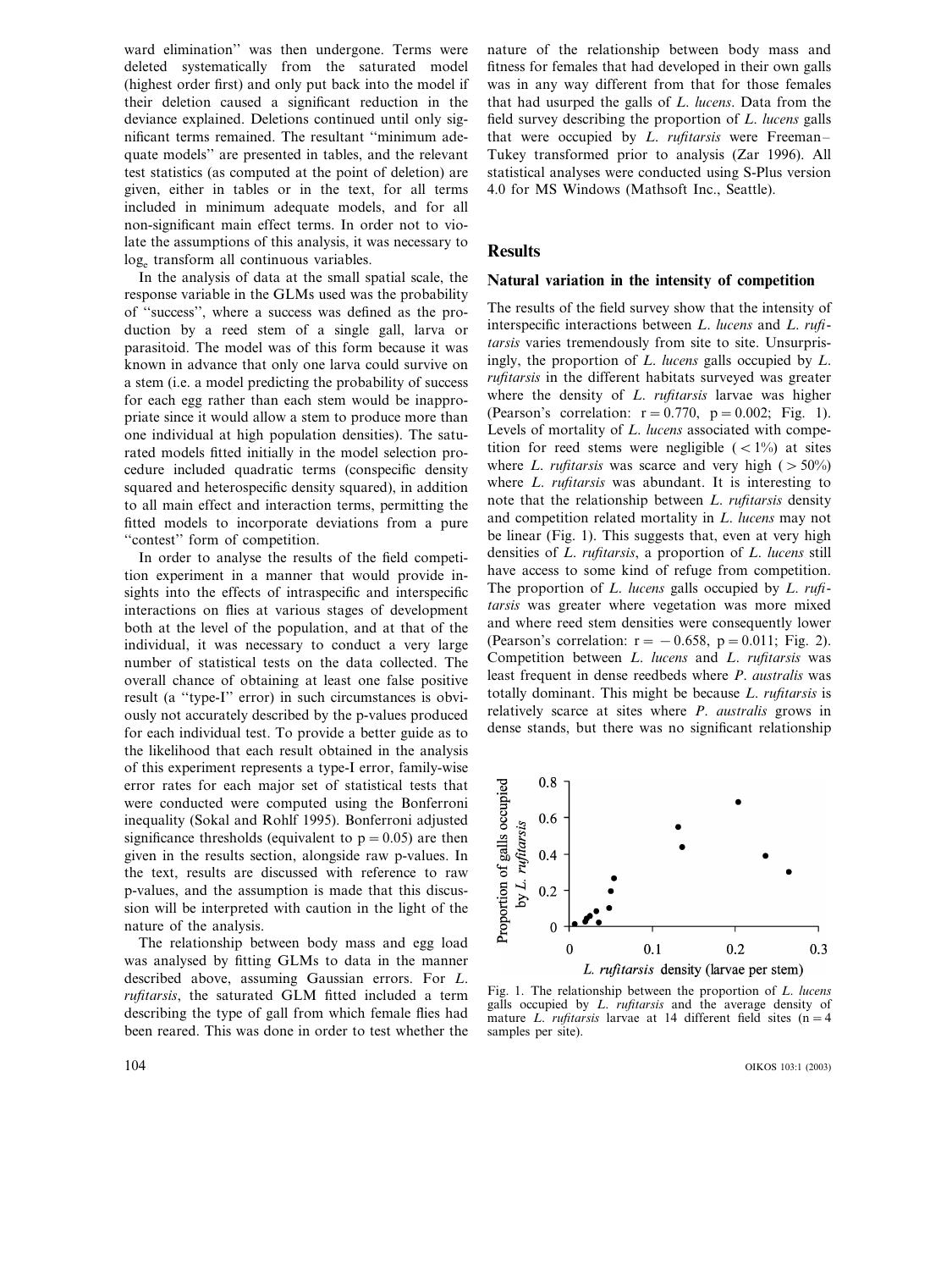ward elimination'' was then undergone. Terms were deleted systematically from the saturated model (highest order first) and only put back into the model if their deletion caused a significant reduction in the deviance explained. Deletions continued until only significant terms remained. The resultant ''minimum adequate models'' are presented in tables, and the relevant test statistics (as computed at the point of deletion) are given, either in tables or in the text, for all terms included in minimum adequate models, and for all non-significant main effect terms. In order not to violate the assumptions of this analysis, it was necessary to $\log_e$ transform all continuous variables.

In the analysis of data at the small spatial scale, the response variable in the GLMs used was the probability of ''success'', where a success was defined as the production by a reed stem of a single gall, larva or parasitoid. The model was of this form because it was known in advance that only one larva could survive on a stem (i.e. a model predicting the probability of success for each egg rather than each stem would be inappropriate since it would allow a stem to produce more than one individual at high population densities). The saturated models fitted initially in the model selection procedure included quadratic terms (conspecific density squared and heterospecific density squared), in addition to all main effect and interaction terms, permitting the fitted models to incorporate deviations from a pure ''contest'' form of competition.

In order to analyse the results of the field competition experiment in a manner that would provide insights into the effects of intraspecific and interspecific interactions on flies at various stages of development both at the level of the population, and at that of the individual, it was necessary to conduct a very large number of statistical tests on the data collected. The overall chance of obtaining at least one false positive result (a ''type-I'' error) in such circumstances is obviously not accurately described by the p-values produced for each individual test. To provide a better guide as to the likelihood that each result obtained in the analysis of this experiment represents a type-I error, family-wise error rates for each major set of statistical tests that were conducted were computed using the Bonferroni inequality (Sokal and Rohlf 1995). Bonferroni adjusted significance thresholds (equivalent to $p = 0.05$) are then given in the results section, alongside raw p-values. In the text, results are discussed with reference to raw p-values, and the assumption is made that this discussion will be interpreted with caution in the light of the nature of the analysis.

The relationship between body mass and egg load was analysed by fitting GLMs to data in the manner described above, assuming Gaussian errors. For *L. rufitarsis*, the saturated GLM fitted included a term describing the type of gall from which female flies had been reared. This was done in order to test whether the nature of the relationship between body mass and fitness for females that had developed in their own galls was in any way different from that for those females that had usurped the galls of *L. lucens*. Data from the field survey describing the proportion of *L. lucens* galls that were occupied by *L. rufitarsis* were Freeman–Tukey transformed prior to analysis (Zar 1996). All statistical analyses were conducted using S-Plus version 4.0 for MS Windows (Mathsoft Inc., Seattle).

## Results

### Natural variation in the intensity of competition

The results of the field survey show that the intensity of interspecific interactions between *L. lucens* and *L. rufitarsis* varies tremendously from site to site. Unsurprisingly, the proportion of *L. lucens* galls occupied by *L. rufitarsis* in the different habitats surveyed was greater where the density of *L. rufitarsis* larvae was higher (Pearson's correlation: $r = 0.770$, $p = 0.002$; Fig. 1). Levels of mortality of *L. lucens* associated with competition for reed stems were negligible ($< 1\%$) at sites where *L. rufitarsis* was scarce and very high ($> 50\%$) where *L. rufitarsis* was abundant. It is interesting to note that the relationship between *L. rufitarsis* density and competition related mortality in *L. lucens* may not be linear (Fig. 1). This suggests that, even at very high densities of *L. rufitarsis*, a proportion of *L. lucens* still have access to some kind of refuge from competition. The proportion of *L. lucens* galls occupied by *L. rufitarsis* was greater where vegetation was more mixed and where reed stem densities were consequently lower (Pearson's correlation: $r = -0.658$, $p = 0.011$; Fig. 2). Competition between *L. lucens* and *L. rufitarsis* was least frequent in dense reedbeds where *P. australis* was totally dominant. This might be because *L. rufitarsis* is relatively scarce at sites where *P. australis* grows in dense stands, but there was no significant relationship

Fig. 1. The relationship between the proportion of *L. lucens* galls occupied by *L. rufitarsis* and the average density of mature *L. rufitarsis* larvae at 14 different field sites ($n = 4$ samples per site).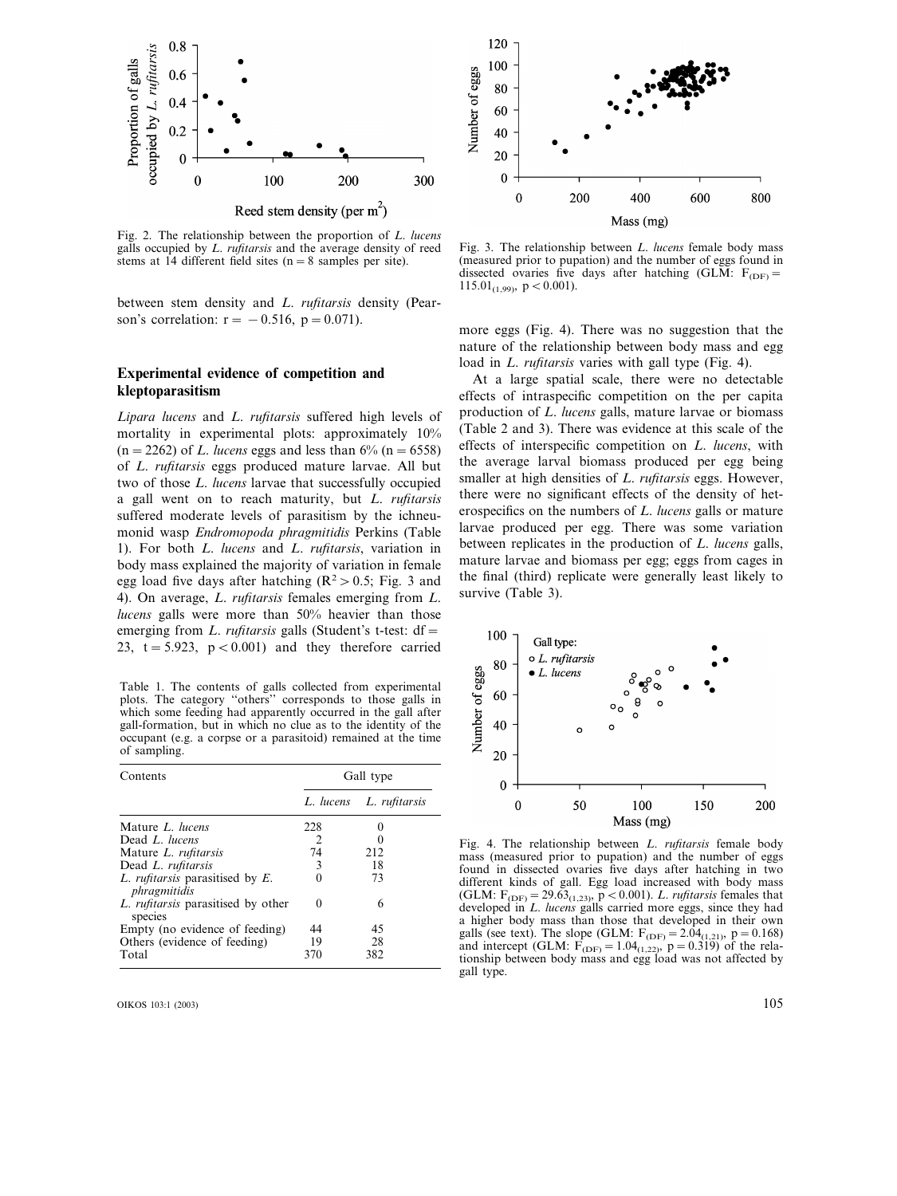Fig. 2. The relationship between the proportion of *L. lucens* galls occupied by *L. rufitarsis* and the average density of reed stems at 14 different field sites ($n = 8$ samples per site).

Fig. 3. The relationship between *L. lucens* female body mass (measured prior to pupation) and the number of eggs found in dissected ovaries five days after hatching (GLM: $F_{(DF)} = 115.01_{(1,99)}$, $p < 0.001$).

between stem density and *L. rufitarsis* density (Pearson's correlation: $r = -0.516$, $p = 0.071$).

## Experimental evidence of competition and kleptoparasitism

*Lipara lucens* and *L. rufitarsis* suffered high levels of mortality in experimental plots: approximately 10% ($n = 2262$) of *L. lucens* eggs and less than 6% ($n = 6558$) of *L. rufitarsis* eggs produced mature larvae. All but two of those *L. lucens* larvae that successfully occupied a gall went on to reach maturity, but *L. rufitarsis* suffered moderate levels of parasitism by the ichneumonid wasp *Endromopoda phragmitidis* Perkins (Table 1). For both *L. lucens* and *L. rufitarsis*, variation in body mass explained the majority of variation in female egg load five days after hatching ($R^2 > 0.5$; Fig. 3 and 4). On average, *L. rufitarsis* females emerging from *L. lucens* galls were more than 50% heavier than those emerging from *L. rufitarsis* galls (Student's t-test: $df = 23$, $t = 5.923$, $p < 0.001$) and they therefore carried more eggs (Fig. 4). There was no suggestion that the nature of the relationship between body mass and egg load in *L. rufitarsis* varies with gall type (Fig. 4).

At a large spatial scale, there were no detectable effects of intraspecific competition on the per capita production of *L. lucens* galls, mature larvae or biomass (Table 2 and 3). There was evidence at this scale of the effects of interspecific competition on *L. lucens*, with the average larval biomass produced per egg being smaller at high densities of *L. rufitarsis* eggs. However, there were no significant effects of the density of heterospecifics on the numbers of *L. lucens* galls or mature larvae produced per egg. There was some variation between replicates in the production of *L. lucens* galls, mature larvae and biomass per egg; eggs from cages in the final (third) replicate were generally least likely to survive (Table 3).

Table 1. The contents of galls collected from experimental plots. The category "others" corresponds to those galls in which some feeding had apparently occurred in the gall after gall-formation, but in which no clue as to the identity of the occupant (e.g. a corpse or a parasitoid) remained at the time of sampling.

| Contents | Gall type | |
|---|---|---|
| | *L. lucens* | *L. rufitarsis* |
| Mature *L. lucens* | 228 | 0 |
| Dead *L. lucens* | 2 | 0 |
| Mature *L. rufitarsis* | 74 | 212 |
| Dead *L. rufitarsis* | 3 | 18 |
| *L. rufitarsis* parasitised by *E. phragmitidis* | 0 | 73 |
| *L. rufitarsis* parasitised by other species | 0 | 6 |
| Empty (no evidence of feeding) | 44 | 45 |
| Others (evidence of feeding) | 19 | 28 |
| Total | 370 | 382 |

Fig. 4. The relationship between *L. rufitarsis* female body mass (measured prior to pupation) and the number of eggs found in dissected ovaries five days after hatching in two different kinds of gall. Egg load increased with body mass (GLM: $F_{(DF)} = 29.63_{(1,23)}$, $p < 0.001$). *L. rufitarsis* females that developed in *L. lucens* galls carried more eggs, since they had a higher body mass than those that developed in their own galls (see text). The slope (GLM: $F_{(DF)} = 2.04_{(1,21)}$, $p = 0.168$) and intercept (GLM: $F_{(DF)} = 1.04_{(1,22)}$, $p = 0.319$) of the relationship between body mass and egg load was not affected by gall type.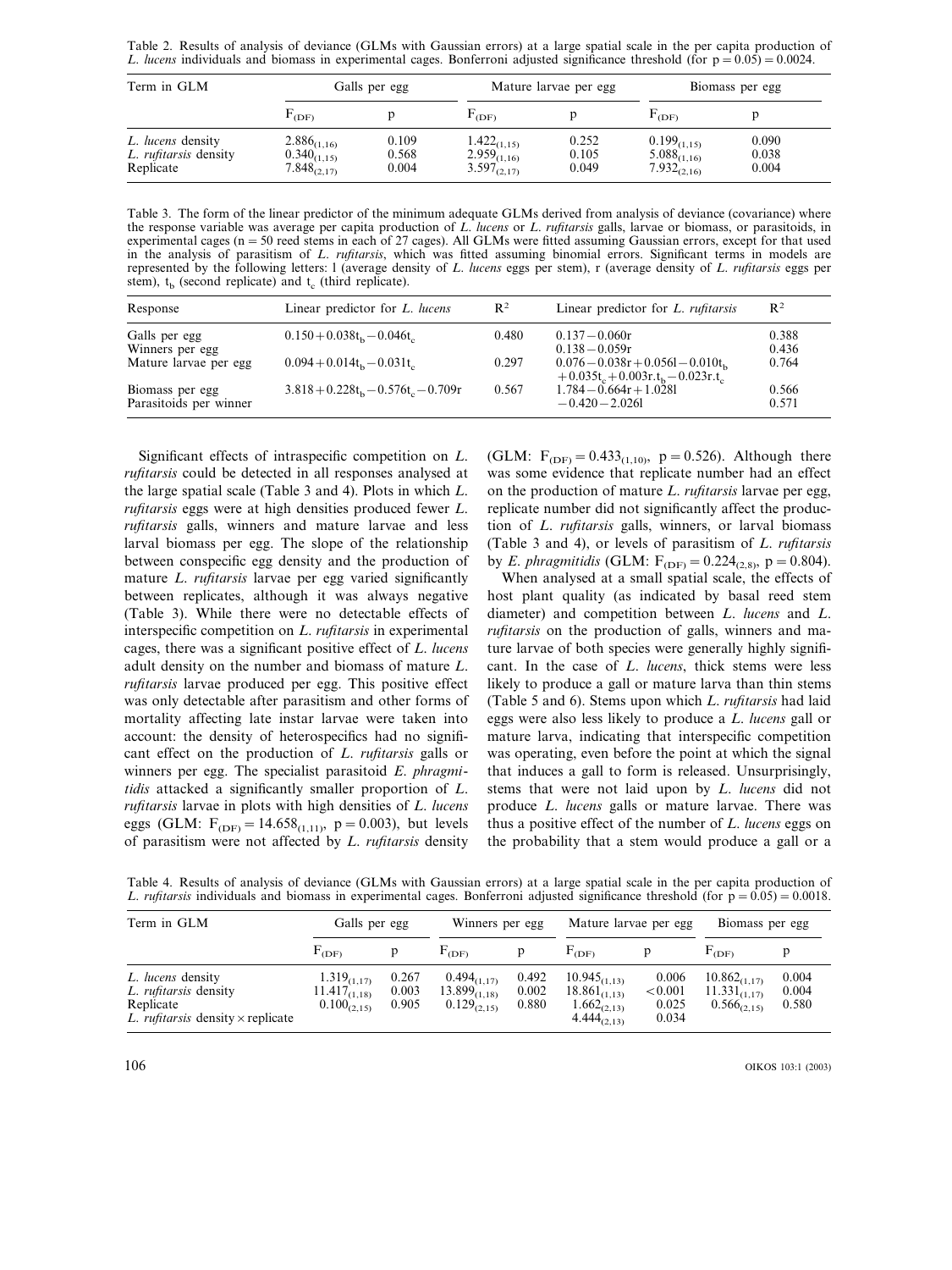Table 2. Results of analysis of deviance (GLMs with Gaussian errors) at a large spatial scale in the per capita production of *L. lucens* individuals and biomass in experimental cages. Bonferroni adjusted significance threshold (for $p = 0.05$) = 0.0024.

| Term in GLM | Galls per egg | | Mature larvae per egg | | Biomass per egg | |
|---|---|---|---|---|---|---|
| | $F_{(DF)}$ | p | $F_{(DF)}$ | p | $F_{(DF)}$ | p |
| *L. lucens* density | $2.886_{(1,16)}$ | 0.109 | $1.422_{(1,15)}$ | 0.252 | $0.199_{(1,15)}$ | 0.090 |
| *L. rufitarsis* density | $0.340_{(1,15)}$ | 0.568 | $2.959_{(1,16)}$ | 0.105 | $5.088_{(1,16)}$ | 0.038 |
| Replicate | $7.848_{(2,17)}$ | 0.004 | $3.597_{(2,17)}$ | 0.049 | $7.932_{(2,16)}$ | 0.004 |

Table 3. The form of the linear predictor of the minimum adequate GLMs derived from analysis of deviance (covariance) where the response variable was average per capita production of *L. lucens* or *L. rufitarsis* galls, larvae or biomass, or parasitoids, in experimental cages (n = 50 reed stems in each of 27 cages). All GLMs were fitted assuming Gaussian errors, except for that used in the analysis of parasitism of *L. rufitarsis*, which was fitted assuming binomial errors. Significant terms in models are represented by the following letters: l (average density of *L. lucens* eggs per stem), r (average density of *L. rufitarsis* eggs per stem), $t_b$ (second replicate) and $t_c$ (third replicate).

| Response | Linear predictor for *L. lucens* | $R^2$ | Linear predictor for *L. rufitarsis* | $R^2$ |
|---|---|---|---|---|
| Galls per egg | $0.150 + 0.038t_b - 0.046t_c$ | 0.480 | $0.137 - 0.060r$ | 0.388 |
| Winners per egg | | | $0.138 - 0.059r$ | 0.436 |
| Mature larvae per egg | $0.094 + 0.014t_b - 0.031t_c$ | 0.297 | $0.076 - 0.038r + 0.056l - 0.010t_b + 0.035t_c + 0.003r.t_b - 0.023r.t_c$ | 0.764 |
| Biomass per egg | $3.818 + 0.228t_b - 0.576t_c - 0.709r$ | 0.567 | $1.784 - 0.664r + 1.028l$ | 0.566 |
| Parasitoids per winner | | | $-0.420 - 2.026l$ | 0.571 |

Significant effects of intraspecific competition on *L. rufitarsis* could be detected in all responses analysed at the large spatial scale (Table 3 and 4). Plots in which *L. rufitarsis* eggs were at high densities produced fewer *L. rufitarsis* galls, winners and mature larvae and less larval biomass per egg. The slope of the relationship between conspecific egg density and the production of mature *L. rufitarsis* larvae per egg varied significantly between replicates, although it was always negative (Table 3). While there were no detectable effects of interspecific competition on *L. rufitarsis* in experimental cages, there was a significant positive effect of *L. lucens* adult density on the number and biomass of mature *L. rufitarsis* larvae produced per egg. This positive effect was only detectable after parasitism and other forms of mortality affecting late instar larvae were taken into account: the density of heterospecifics had no significant effect on the production of *L. rufitarsis* galls or winners per egg. The specialist parasitoid *E. phragmitidis* attacked a significantly smaller proportion of *L. rufitarsis* larvae in plots with high densities of *L. lucens* eggs (GLM: $F_{(DF)} = 14.658_{(1,11)}$, $p = 0.003$), but levels of parasitism were not affected by *L. rufitarsis* density (GLM: $F_{(DF)} = 0.433_{(1,10)}$, $p = 0.526$). Although there was some evidence that replicate number had an effect on the production of mature *L. rufitarsis* larvae per egg, replicate number did not significantly affect the production of *L. rufitarsis* galls, winners, or larval biomass (Table 3 and 4), or levels of parasitism of *L. rufitarsis* by *E. phragmitidis* (GLM: $F_{(DF)} = 0.224_{(2,8)}$, $p = 0.804$).

When analysed at a small spatial scale, the effects of host plant quality (as indicated by basal reed stem diameter) and competition between *L. lucens* and *L. rufitarsis* on the production of galls, winners and mature larvae of both species were generally highly significant. In the case of *L. lucens*, thick stems were less likely to produce a gall or mature larva than thin stems (Table 5 and 6). Stems upon which *L. rufitarsis* had laid eggs were also less likely to produce a *L. lucens* gall or mature larva, indicating that interspecific competition was operating, even before the point at which the signal that induces a gall to form is released. Unsurprisingly, stems that were not laid upon by *L. lucens* did not produce *L. lucens* galls or mature larvae. There was thus a positive effect of the number of *L. lucens* eggs on the probability that a stem would produce a gall or a

Table 4. Results of analysis of deviance (GLMs with Gaussian errors) at a large spatial scale in the per capita production of *L. rufitarsis* individuals and biomass in experimental cages. Bonferroni adjusted significance threshold (for $p = 0.05$) = 0.0018.

| Term in GLM | Galls per egg | | Winners per egg | | Mature larvae per egg | | Biomass per egg | |
|---|---|---|---|---|---|---|---|---|
| | $F_{(DF)}$ | p | $F_{(DF)}$ | p | $F_{(DF)}$ | p | $F_{(DF)}$ | p |
| *L. lucens* density | $1.319_{(1,17)}$ | 0.267 | $0.494_{(1,17)}$ | 0.492 | $10.945_{(1,13)}$ | 0.006 | $10.862_{(1,17)}$ | 0.004 |
| *L. rufitarsis* density | $11.417_{(1,18)}$ | 0.003 | $13.899_{(1,18)}$ | 0.002 | $18.861_{(1,13)}$ | <0.001 | $11.331_{(1,17)}$ | 0.004 |
| Replicate | $0.100_{(2,15)}$ | 0.905 | $0.129_{(2,15)}$ | 0.880 | $1.662_{(2,13)}$ | 0.025 | $0.566_{(2,15)}$ | 0.580 |
| *L. rufitarsis* density × replicate | | | | | $4.444_{(2,13)}$ | 0.034 | | |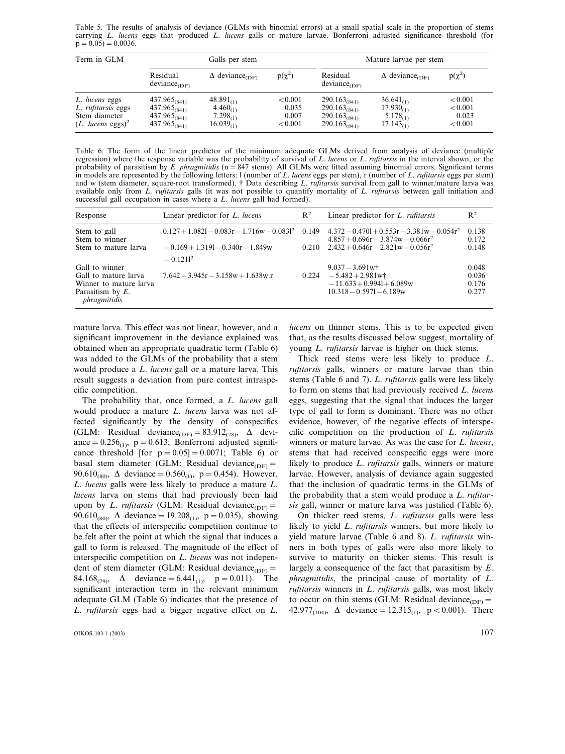Table 5. The results of analysis of deviance (GLMs with binomial errors) at a small spatial scale in the proportion of stems carrying *L. lucens* eggs that produced *L. lucens* galls or mature larvae. Bonferroni adjusted significance threshold (for $p = 0.05$) = 0.0036.

| Term in GLM | Galls per stem | | | Mature larvae per stem | | |
|---|---|---|---|---|---|---|
| | Residual $\text{deviance}_{(DF)}$ | $\Delta\ \text{deviance}_{(DF)}$ | $p(\chi^2)$ | Residual $\text{deviance}_{(DF)}$ | $\Delta\ \text{deviance}_{(DF)}$ | $p(\chi^2)$ |
| *L. lucens* eggs | $437.965_{(841)}$ | $48.891_{(1)}$ | $<0.001$ | $290.163_{(841)}$ | $36.641_{(1)}$ | $<0.001$ |
| *L. rufitarsis* eggs | $437.965_{(841)}$ | $4.460_{(1)}$ | 0.035 | $290.163_{(841)}$ | $17.930_{(1)}$ | $<0.001$ |
| Stem diameter | $437.965_{(841)}$ | $7.298_{(1)}$ | 0.007 | $290.163_{(841)}$ | $5.178_{(1)}$ | 0.023 |
| $(L.\ lucens\ \text{eggs})^2$ | $437.965_{(841)}$ | $16.039_{(1)}$ | $<0.001$ | $290.163_{(841)}$ | $17.143_{(1)}$ | $<0.001$ |

Table 6. The form of the linear predictor of the minimum adequate GLMs derived from analysis of deviance (multiple regression) where the response variable was the probability of survival of *L. lucens* or *L. rufitarsis* in the interval shown, or the probability of parasitism by *E. phragmitidis* (n = 847 stems). All GLMs were fitted assuming binomial errors. Significant terms in models are represented by the following letters: l (number of *L. lucens* eggs per stem), r (number of *L. rufitarsis* eggs per stem) and w (stem diameter, square-root transformed). † Data describing *L. rufitarsis* survival from gall to winner/mature larva was available only from *L. rufitarsis* galls (it was not possible to quantify mortality of *L. rufitarsis* between gall initiation and successful gall occupation in cases where a *L. lucens* gall had formed).

| Response | Linear predictor for *L. lucens* | $R^2$ | Linear predictor for *L. rufitarsis* | $R^2$ |
|---|---|---|---|---|
| Stem to gall | $0.127 + 1.082l - 0.083r - 1.716w - 0.083l^2$ | 0.149 | $4.372 - 0.470l + 0.553r - 3.381w - 0.054r^2$ | 0.138 |
| Stem to winner | | | $4.857 + 0.696r - 3.874w - 0.066r^2$ | 0.172 |
| Stem to mature larva | $-0.169 + 1.319l - 0.340r - 1.849w - 0.121l^2$ | 0.210 | $2.432 + 0.646r - 2.821w - 0.056r^2$ | 0.148 |
| Gall to winner | | | $9.037 - 3.691w$† | 0.048 |
| Gall to mature larva | $7.642 - 3.945r - 3.158w + 1.638w.r$ | 0.224 | $-5.482 + 2.981w$† | 0.036 |
| Winner to mature larva | | | $-11.633 + 0.994l + 6.089w$ | 0.176 |
| Parasitism by *E. phragmitidis* | | | $10.318 - 0.597l - 6.189w$ | 0.277 |

mature larva. This effect was not linear, however, and a significant improvement in the deviance explained was obtained when an appropriate quadratic term (Table 6) was added to the GLMs of the probability that a stem would produce a *L. lucens* gall or a mature larva. This result suggests a deviation from pure contest intraspecific competition.

The probability that, once formed, a *L. lucens* gall would produce a mature *L. lucens* larva was not affected significantly by the density of conspecifics (GLM: Residual $\text{deviance}_{(DF)} = 83.912_{(78)}$, $\Delta$ deviance $= 0.256_{(1)}$, $p = 0.613$; Bonferroni adjusted significance threshold [for $p = 0.05$] = 0.0071; Table 6) or basal stem diameter (GLM: Residual $\text{deviance}_{(DF)} = 90.610_{(80)}$, $\Delta$ deviance $= 0.560_{(1)}$, $p = 0.454$). However, *L. lucens* galls were less likely to produce a mature *L. lucens* larva on stems that had previously been laid upon by *L. rufitarsis* (GLM: Residual $\text{deviance}_{(DF)} = 90.610_{(80)}$, $\Delta$ deviance $= 19.208_{(1)}$, $p = 0.035$), showing that the effects of interspecific competition continue to be felt after the point at which the signal that induces a gall to form is released. The magnitude of the effect of interspecific competition on *L. lucens* was not independent of stem diameter (GLM: Residual $\text{deviance}_{(DF)} = 84.168_{(79)}$, $\Delta$ deviance $= 6.441_{(1)}$, $p = 0.011$). The significant interaction term in the relevant minimum adequate GLM (Table 6) indicates that the presence of *L. rufitarsis* eggs had a bigger negative effect on *L. lucens* on thinner stems. This is to be expected given that, as the results discussed below suggest, mortality of young *L. rufitarsis* larvae is higher on thick stems.

Thick reed stems were less likely to produce *L. rufitarsis* galls, winners or mature larvae than thin stems (Table 6 and 7). *L. rufitarsis* galls were less likely to form on stems that had previously received *L. lucens* eggs, suggesting that the signal that induces the larger type of gall to form is dominant. There was no other evidence, however, of the negative effects of interspecific competition on the production of *L. rufitarsis* winners or mature larvae. As was the case for *L. lucens*, stems that had received conspecific eggs were more likely to produce *L. rufitarsis* galls, winners or mature larvae. However, analysis of deviance again suggested that the inclusion of quadratic terms in the GLMs of the probability that a stem would produce a *L. rufitarsis* gall, winner or mature larva was justified (Table 6).

On thicker reed stems, *L. rufitarsis* galls were less likely to yield *L. rufitarsis* winners, but more likely to yield mature larvae (Table 6 and 8). *L. rufitarsis* winners in both types of galls were also more likely to survive to maturity on thicker stems. This result is largely a consequence of the fact that parasitism by *E. phragmitidis*, the principal cause of mortality of *L. rufitarsis* winners in *L. rufitarsis* galls, was most likely to occur on thin stems (GLM: Residual $\text{deviance}_{(DF)} = 42.977_{(104)}$, $\Delta$ deviance $= 12.315_{(1)}$, $p < 0.001$). There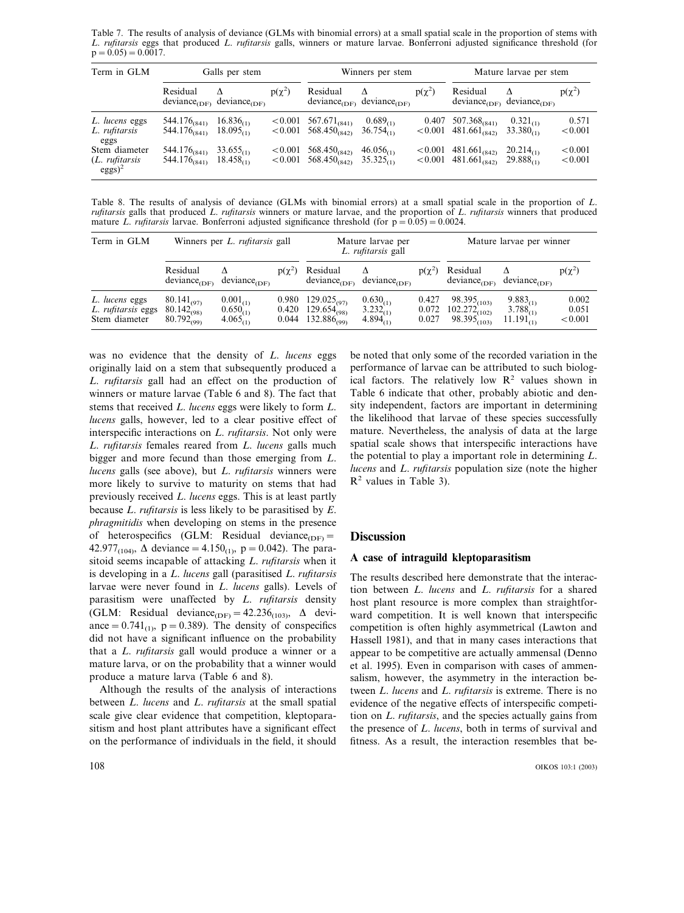Table 7. The results of analysis of deviance (GLMs with binomial errors) at a small spatial scale in the proportion of stems with *L. rufitarsis* eggs that produced *L. rufitarsis* galls, winners or mature larvae. Bonferroni adjusted significance threshold (for $p = 0.05$) $= 0.0017$.

| Term in GLM | Galls per stem | | | Winners per stem | | | Mature larvae per stem | | |
|---|---|---|---|---|---|---|---|---|---|
| | Residual deviance$_{(DF)}$ | Δ deviance$_{(DF)}$ | $p(\chi^2)$ | Residual deviance$_{(DF)}$ | Δ deviance$_{(DF)}$ | $p(\chi^2)$ | Residual deviance$_{(DF)}$ | Δ deviance$_{(DF)}$ | $p(\chi^2)$ |
| *L. lucens* eggs | $544.176_{(841)}$ | $16.836_{(1)}$ | $<0.001$ | $567.671_{(841)}$ | $0.689_{(1)}$ | 0.407 | $507.368_{(841)}$ | $0.321_{(1)}$ | 0.571 |
| *L. rufitarsis* eggs | $544.176_{(841)}$ | $18.095_{(1)}$ | $<0.001$ | $568.450_{(842)}$ | $36.754_{(1)}$ | $<0.001$ | $481.661_{(842)}$ | $33.380_{(1)}$ | $<0.001$ |
| Stem diameter | $544.176_{(841)}$ | $33.655_{(1)}$ | $<0.001$ | $568.450_{(842)}$ | $46.056_{(1)}$ | $<0.001$ | $481.661_{(842)}$ | $20.214_{(1)}$ | $<0.001$ |
| (*L. rufitarsis* eggs)$^2$ | $544.176_{(841)}$ | $18.458_{(1)}$ | $<0.001$ | $568.450_{(842)}$ | $35.325_{(1)}$ | $<0.001$ | $481.661_{(842)}$ | $29.888_{(1)}$ | $<0.001$ |

Table 8. The results of analysis of deviance (GLMs with binomial errors) at a small spatial scale in the proportion of *L. rufitarsis* galls that produced *L. rufitarsis* winners or mature larvae, and the proportion of *L. rufitarsis* winners that produced mature *L. rufitarsis* larvae. Bonferroni adjusted significance threshold (for $p = 0.05$) $= 0.0024$.

| Term in GLM | Winners per *L. rufitarsis* gall | | | Mature larvae per *L. rufitarsis* gall | | | Mature larvae per winner | | |
|---|---|---|---|---|---|---|---|---|---|
| | Residual deviance$_{(DF)}$ | Δ deviance$_{(DF)}$ | $p(\chi^2)$ | Residual deviance$_{(DF)}$ | Δ deviance$_{(DF)}$ | $p(\chi^2)$ | Residual deviance$_{(DF)}$ | Δ deviance$_{(DF)}$ | $p(\chi^2)$ |
| *L. lucens* eggs | $80.141_{(97)}$ | $0.001_{(1)}$ | 0.980 | $129.025_{(97)}$ | $0.630_{(1)}$ | 0.427 | $98.395_{(103)}$ | $9.883_{(1)}$ | 0.002 |
| *L. rufitarsis* eggs | $80.142_{(98)}$ | $0.650_{(1)}$ | 0.420 | $129.654_{(98)}$ | $3.232_{(1)}$ | 0.072 | $102.272_{(102)}$ | $3.788_{(1)}$ | 0.051 |
| Stem diameter | $80.792_{(99)}$ | $4.065_{(1)}$ | 0.044 | $132.886_{(99)}$ | $4.894_{(1)}$ | 0.027 | $98.395_{(103)}$ | $11.191_{(1)}$ | $<0.001$ |

was no evidence that the density of *L. lucens* eggs originally laid on a stem that subsequently produced a *L. rufitarsis* gall had an effect on the production of winners or mature larvae (Table 6 and 8). The fact that stems that received *L. lucens* eggs were likely to form *L. lucens* galls, however, led to a clear positive effect of interspecific interactions on *L. rufitarsis*. Not only were *L. rufitarsis* females reared from *L. lucens* galls much bigger and more fecund than those emerging from *L. lucens* galls (see above), but *L. rufitarsis* winners were more likely to survive to maturity on stems that had previously received *L. lucens* eggs. This is at least partly because *L. rufitarsis* is less likely to be parasitised by *E. phragmitidis* when developing on stems in the presence of heterospecifics (GLM: Residual deviance$_{(DF)}$ = $42.977_{(104)}$, Δ deviance $= 4.150_{(1)}$, $p = 0.042$). The parasitoid seems incapable of attacking *L. rufitarsis* when it is developing in a *L. lucens* gall (parasitised *L. rufitarsis* larvae were never found in *L. lucens* galls). Levels of parasitism were unaffected by *L. rufitarsis* density (GLM: Residual deviance$_{(DF)}$ $= 42.236_{(103)}$, Δ deviance $= 0.741_{(1)}$, $p = 0.389$). The density of conspecifics did not have a significant influence on the probability that a *L. rufitarsis* gall would produce a winner or a mature larva, or on the probability that a winner would produce a mature larva (Table 6 and 8).

Although the results of the analysis of interactions between *L. lucens* and *L. rufitarsis* at the small spatial scale give clear evidence that competition, kleptoparasitism and host plant attributes have a significant effect on the performance of individuals in the field, it should be noted that only some of the recorded variation in the performance of larvae can be attributed to such biological factors. The relatively low $R^2$ values shown in Table 6 indicate that other, probably abiotic and density independent, factors are important in determining the likelihood that larvae of these species successfully mature. Nevertheless, the analysis of data at the large spatial scale shows that interspecific interactions have the potential to play a important role in determining *L. lucens* and *L. rufitarsis* population size (note the higher $R^2$ values in Table 3).

## Discussion

### A case of intraguild kleptoparasitism

The results described here demonstrate that the interaction between *L. lucens* and *L. rufitarsis* for a shared host plant resource is more complex than straightforward competition. It is well known that interspecific competition is often highly asymmetrical (Lawton and Hassell 1981), and that in many cases interactions that appear to be competitive are actually ammensal (Denno et al. 1995). Even in comparison with cases of ammensalism, however, the asymmetry in the interaction between *L. lucens* and *L. rufitarsis* is extreme. There is no evidence of the negative effects of interspecific competition on *L. rufitarsis*, and the species actually gains from the presence of *L. lucens*, both in terms of survival and fitness. As a result, the interaction resembles that be-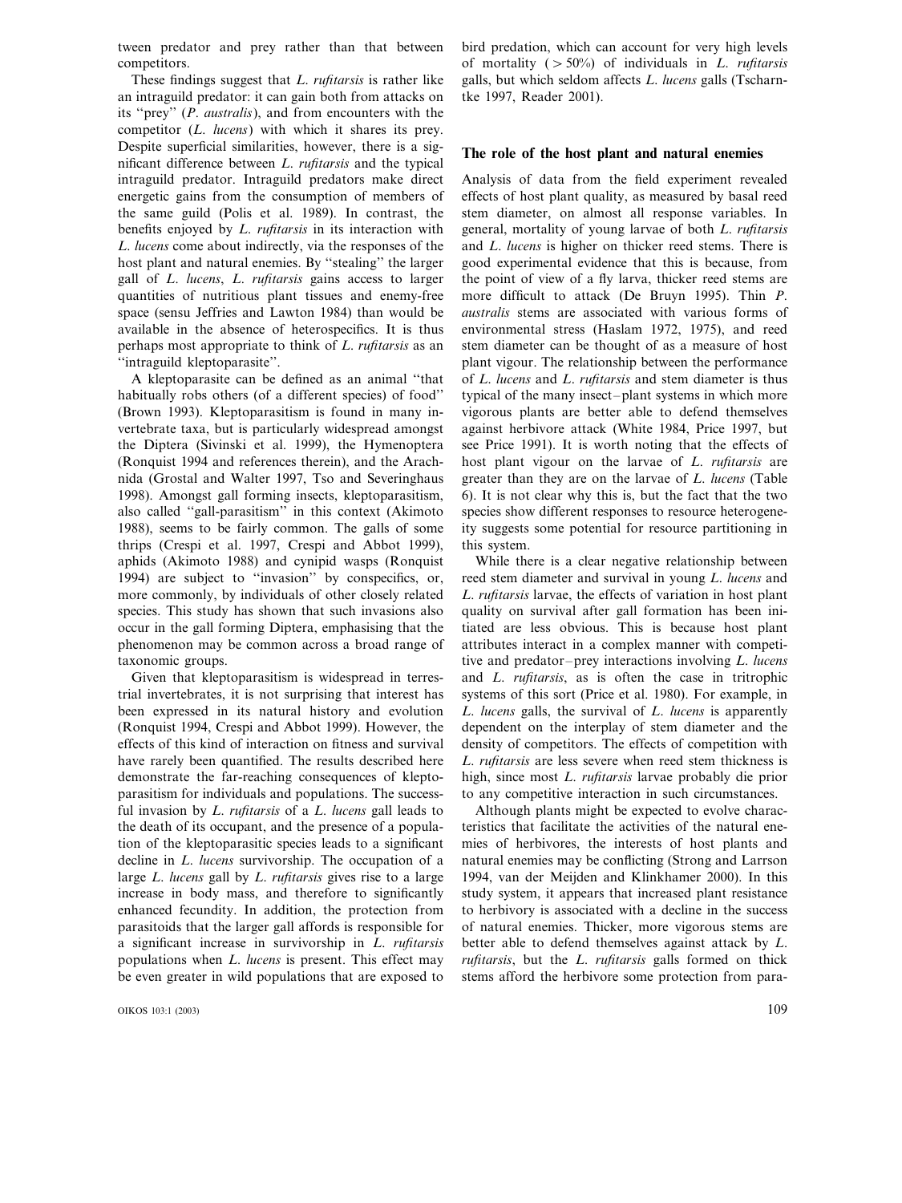tween predator and prey rather than that between competitors.

These findings suggest that *L. rufitarsis* is rather like an intraguild predator: it can gain both from attacks on its "prey" (*P. australis*), and from encounters with the competitor (*L. lucens*) with which it shares its prey. Despite superficial similarities, however, there is a significant difference between *L. rufitarsis* and the typical intraguild predator. Intraguild predators make direct energetic gains from the consumption of members of the same guild (Polis et al. 1989). In contrast, the benefits enjoyed by *L. rufitarsis* in its interaction with *L. lucens* come about indirectly, via the responses of the host plant and natural enemies. By "stealing" the larger gall of *L. lucens*, *L. rufitarsis* gains access to larger quantities of nutritious plant tissues and enemy-free space (sensu Jeffries and Lawton 1984) than would be available in the absence of heterospecifics. It is thus perhaps most appropriate to think of *L. rufitarsis* as an "intraguild kleptoparasite".

A kleptoparasite can be defined as an animal "that habitually robs others (of a different species) of food" (Brown 1993). Kleptoparasitism is found in many invertebrate taxa, but is particularly widespread amongst the Diptera (Sivinski et al. 1999), the Hymenoptera (Ronquist 1994 and references therein), and the Arachnida (Grostal and Walter 1997, Tso and Severinghaus 1998). Amongst gall forming insects, kleptoparasitism, also called "gall-parasitism" in this context (Akimoto 1988), seems to be fairly common. The galls of some thrips (Crespi et al. 1997, Crespi and Abbot 1999), aphids (Akimoto 1988) and cynipid wasps (Ronquist 1994) are subject to "invasion" by conspecifics, or, more commonly, by individuals of other closely related species. This study has shown that such invasions also occur in the gall forming Diptera, emphasising that the phenomenon may be common across a broad range of taxonomic groups.

Given that kleptoparasitism is widespread in terrestrial invertebrates, it is not surprising that interest has been expressed in its natural history and evolution (Ronquist 1994, Crespi and Abbot 1999). However, the effects of this kind of interaction on fitness and survival have rarely been quantified. The results described here demonstrate the far-reaching consequences of kleptoparasitism for individuals and populations. The successful invasion by *L. rufitarsis* of a *L. lucens* gall leads to the death of its occupant, and the presence of a population of the kleptoparasitic species leads to a significant decline in *L. lucens* survivorship. The occupation of a large *L. lucens* gall by *L. rufitarsis* gives rise to a large increase in body mass, and therefore to significantly enhanced fecundity. In addition, the protection from parasitoids that the larger gall affords is responsible for a significant increase in survivorship in *L. rufitarsis* populations when *L. lucens* is present. This effect may be even greater in wild populations that are exposed to bird predation, which can account for very high levels of mortality ($>50\%$) of individuals in *L. rufitarsis* galls, but which seldom affects *L. lucens* galls (Tscharntke 1997, Reader 2001).

## The role of the host plant and natural enemies

Analysis of data from the field experiment revealed effects of host plant quality, as measured by basal reed stem diameter, on almost all response variables. In general, mortality of young larvae of both *L. rufitarsis* and *L. lucens* is higher on thicker reed stems. There is good experimental evidence that this is because, from the point of view of a fly larva, thicker reed stems are more difficult to attack (De Bruyn 1995). Thin *P. australis* stems are associated with various forms of environmental stress (Haslam 1972, 1975), and reed stem diameter can be thought of as a measure of host plant vigour. The relationship between the performance of *L. lucens* and *L. rufitarsis* and stem diameter is thus typical of the many insect–plant systems in which more vigorous plants are better able to defend themselves against herbivore attack (White 1984, Price 1997, but see Price 1991). It is worth noting that the effects of host plant vigour on the larvae of *L. rufitarsis* are greater than they are on the larvae of *L. lucens* (Table 6). It is not clear why this is, but the fact that the two species show different responses to resource heterogeneity suggests some potential for resource partitioning in this system.

While there is a clear negative relationship between reed stem diameter and survival in young *L. lucens* and *L. rufitarsis* larvae, the effects of variation in host plant quality on survival after gall formation has been initiated are less obvious. This is because host plant attributes interact in a complex manner with competitive and predator–prey interactions involving *L. lucens* and *L. rufitarsis*, as is often the case in tritrophic systems of this sort (Price et al. 1980). For example, in *L. lucens* galls, the survival of *L. lucens* is apparently dependent on the interplay of stem diameter and the density of competitors. The effects of competition with *L. rufitarsis* are less severe when reed stem thickness is high, since most *L. rufitarsis* larvae probably die prior to any competitive interaction in such circumstances.

Although plants might be expected to evolve characteristics that facilitate the activities of the natural enemies of herbivores, the interests of host plants and natural enemies may be conflicting (Strong and Larrson 1994, van der Meijden and Klinkhamer 2000). In this study system, it appears that increased plant resistance to herbivory is associated with a decline in the success of natural enemies. Thicker, more vigorous stems are better able to defend themselves against attack by *L. rufitarsis*, but the *L. rufitarsis* galls formed on thick stems afford the herbivore some protection from para-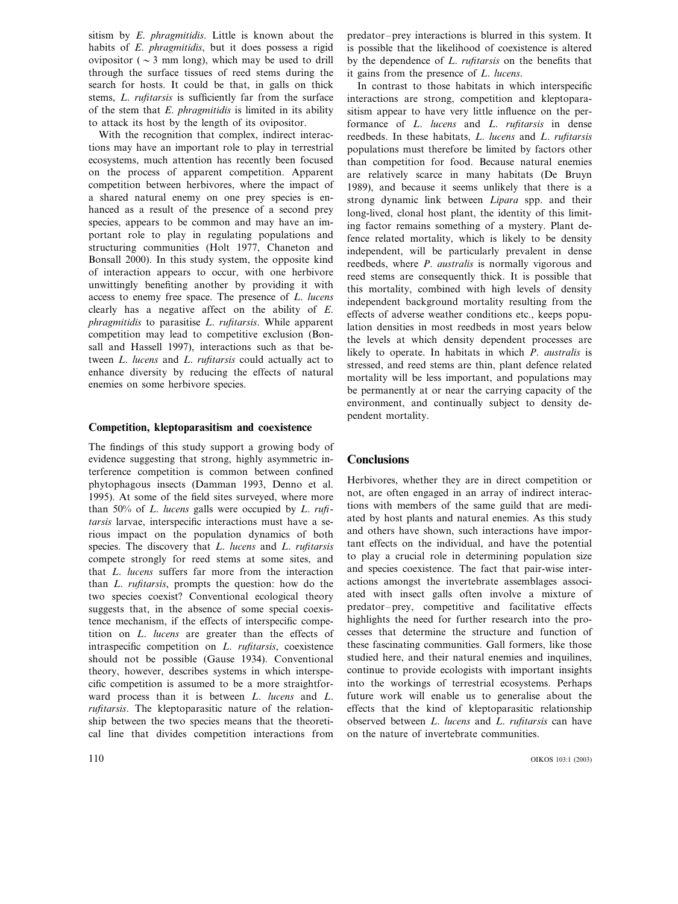sitism by *E. phragmitidis*. Little is known about the habits of *E. phragmitidis*, but it does possess a rigid ovipositor ($\sim$3 mm long), which may be used to drill through the surface tissues of reed stems during the search for hosts. It could be that, in galls on thick stems, *L. rufitarsis* is sufficiently far from the surface of the stem that *E. phragmitidis* is limited in its ability to attack its host by the length of its ovipositor.

With the recognition that complex, indirect interactions may have an important role to play in terrestrial ecosystems, much attention has recently been focused on the process of apparent competition. Apparent competition between herbivores, where the impact of a shared natural enemy on one prey species is enhanced as a result of the presence of a second prey species, appears to be common and may have an important role to play in regulating populations and structuring communities (Holt 1977, Chaneton and Bonsall 2000). In this study system, the opposite kind of interaction appears to occur, with one herbivore unwittingly benefiting another by providing it with access to enemy free space. The presence of *L. lucens* clearly has a negative affect on the ability of *E. phragmitidis* to parasitise *L. rufitarsis*. While apparent competition may lead to competitive exclusion (Bonsall and Hassell 1997), interactions such as that between *L. lucens* and *L. rufitarsis* could actually act to enhance diversity by reducing the effects of natural enemies on some herbivore species.

### Competition, kleptoparasitism and coexistence

The findings of this study support a growing body of evidence suggesting that strong, highly asymmetric interference competition is common between confined phytophagous insects (Damman 1993, Denno et al. 1995). At some of the field sites surveyed, where more than 50% of *L. lucens* galls were occupied by *L. rufitarsis* larvae, interspecific interactions must have a serious impact on the population dynamics of both species. The discovery that *L. lucens* and *L. rufitarsis* compete strongly for reed stems at some sites, and that *L. lucens* suffers far more from the interaction than *L. rufitarsis*, prompts the question: how do the two species coexist? Conventional ecological theory suggests that, in the absence of some special coexistence mechanism, if the effects of interspecific competition on *L. lucens* are greater than the effects of intraspecific competition on *L. rufitarsis*, coexistence should not be possible (Gause 1934). Conventional theory, however, describes systems in which interspecific competition is assumed to be a more straightforward process than it is between *L. lucens* and *L. rufitarsis*. The kleptoparasitic nature of the relationship between the two species means that the theoretical line that divides competition interactions from predator–prey interactions is blurred in this system. It is possible that the likelihood of coexistence is altered by the dependence of *L. rufitarsis* on the benefits that it gains from the presence of *L. lucens*.

In contrast to those habitats in which interspecific interactions are strong, competition and kleptoparasitism appear to have very little influence on the performance of *L. lucens* and *L. rufitarsis* in dense reedbeds. In these habitats, *L. lucens* and *L. rufitarsis* populations must therefore be limited by factors other than competition for food. Because natural enemies are relatively scarce in many habitats (De Bruyn 1989), and because it seems unlikely that there is a strong dynamic link between *Lipara* spp. and their long-lived, clonal host plant, the identity of this limiting factor remains something of a mystery. Plant defence related mortality, which is likely to be density independent, will be particularly prevalent in dense reedbeds, where *P. australis* is normally vigorous and reed stems are consequently thick. It is possible that this mortality, combined with high levels of density independent background mortality resulting from the effects of adverse weather conditions etc., keeps population densities in most reedbeds in most years below the levels at which density dependent processes are likely to operate. In habitats in which *P. australis* is stressed, and reed stems are thin, plant defence related mortality will be less important, and populations may be permanently at or near the carrying capacity of the environment, and continually subject to density dependent mortality.

## Conclusions

Herbivores, whether they are in direct competition or not, are often engaged in an array of indirect interactions with members of the same guild that are mediated by host plants and natural enemies. As this study and others have shown, such interactions have important effects on the individual, and have the potential to play a crucial role in determining population size and species coexistence. The fact that pair-wise interactions amongst the invertebrate assemblages associated with insect galls often involve a mixture of predator–prey, competitive and facilitative effects highlights the need for further research into the processes that determine the structure and function of these fascinating communities. Gall formers, like those studied here, and their natural enemies and inquilines, continue to provide ecologists with important insights into the workings of terrestrial ecosystems. Perhaps future work will enable us to generalise about the effects that the kind of kleptoparasitic relationship observed between *L. lucens* and *L. rufitarsis* can have on the nature of invertebrate communities.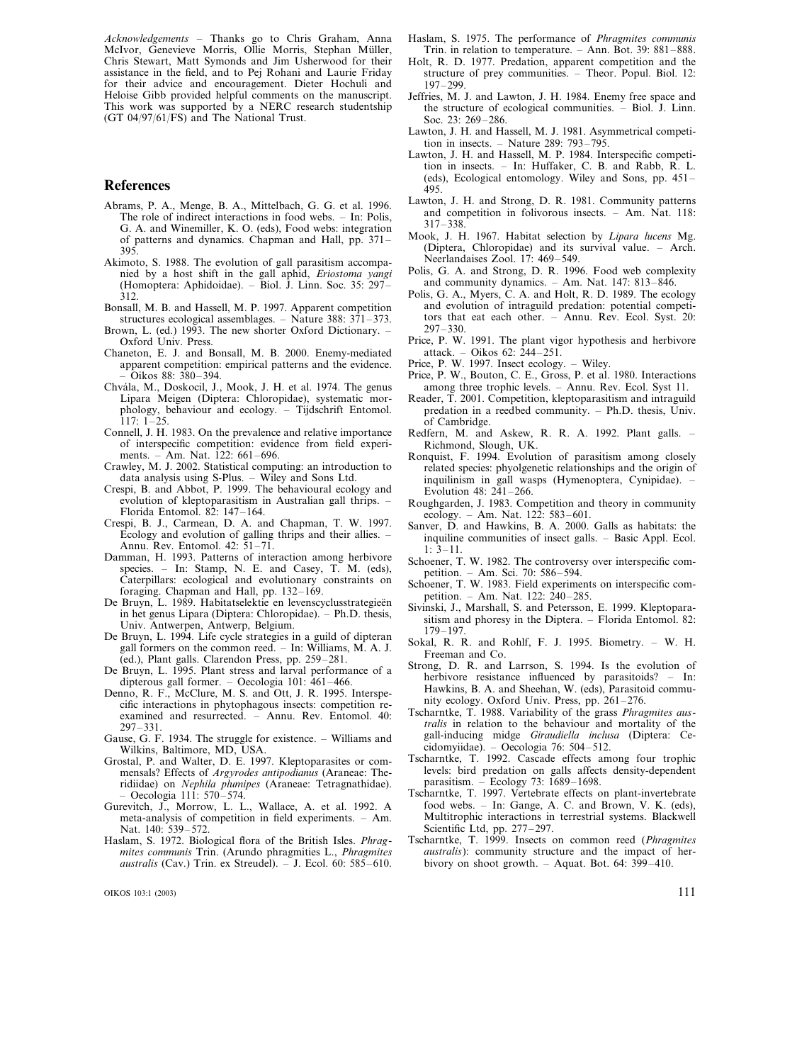*Acknowledgements* – Thanks go to Chris Graham, Anna McIvor, Genevieve Morris, Ollie Morris, Stephan Müller, Chris Stewart, Matt Symonds and Jim Usherwood for their assistance in the field, and to Pej Rohani and Laurie Friday for their advice and encouragement. Dieter Hochuli and Heloise Gibb provided helpful comments on the manuscript. This work was supported by a NERC research studentship (GT 04/97/61/FS) and The National Trust.

## References

Abrams, P. A., Menge, B. A., Mittelbach, G. G. et al. 1996. The role of indirect interactions in food webs. – In: Polis, G. A. and Winemiller, K. O. (eds), Food webs: integration of patterns and dynamics. Chapman and Hall, pp. 371–395.

Akimoto, S. 1988. The evolution of gall parasitism accompanied by a host shift in the gall aphid, *Eriostoma yangi* (Homoptera: Aphidoidae). – Biol. J. Linn. Soc. 35: 297–312.

Bonsall, M. B. and Hassell, M. P. 1997. Apparent competition structures ecological assemblages. – Nature 388: 371–373.

Brown, L. (ed.) 1993. The new shorter Oxford Dictionary. – Oxford Univ. Press.

Chaneton, E. J. and Bonsall, M. B. 2000. Enemy-mediated apparent competition: empirical patterns and the evidence. – Oikos 88: 380–394.

Chvála, M., Doskocil, J., Mook, J. H. et al. 1974. The genus Lipara Meigen (Diptera: Chloropidae), systematic morphology, behaviour and ecology. – Tijdschrift Entomol. 117: 1–25.

Connell, J. H. 1983. On the prevalence and relative importance of interspecific competition: evidence from field experiments. – Am. Nat. 122: 661–696.

Crawley, M. J. 2002. Statistical computing: an introduction to data analysis using S-Plus. – Wiley and Sons Ltd.

Crespi, B. and Abbot, P. 1999. The behavioural ecology and evolution of kleptoparasitism in Australian gall thrips. – Florida Entomol. 82: 147–164.

Crespi, B. J., Carmean, D. A. and Chapman, T. W. 1997. Ecology and evolution of galling thrips and their allies. – Annu. Rev. Entomol. 42: 51–71.

Damman, H. 1993. Patterns of interaction among herbivore species. – In: Stamp, N. E. and Casey, T. M. (eds), Caterpillars: ecological and evolutionary constraints on foraging. Chapman and Hall, pp. 132–169.

De Bruyn, L. 1989. Habitatselektie en levenscyclusstrategieën in het genus Lipara (Diptera: Chloropidae). – Ph.D. thesis, Univ. Antwerpen, Antwerp, Belgium.

De Bruyn, L. 1994. Life cycle strategies in a guild of dipteran gall formers on the common reed. – In: Williams, M. A. J. (ed.), Plant galls. Clarendon Press, pp. 259–281.

De Bruyn, L. 1995. Plant stress and larval performance of a dipterous gall former. – Oecologia 101: 461–466.

Denno, R. F., McClure, M. S. and Ott, J. R. 1995. Interspecific interactions in phytophagous insects: competition reexamined and resurrected. – Annu. Rev. Entomol. 40: 297–331.

Gause, G. F. 1934. The struggle for existence. – Williams and Wilkins, Baltimore, MD, USA.

Grostal, P. and Walter, D. E. 1997. Kleptoparasites or commensals? Effects of *Argyrodes antipodianus* (Araneae: Theridiidae) on *Nephila plumipes* (Araneae: Tetragnathidae). – Oecologia 111: 570–574.

Gurevitch, J., Morrow, L. L., Wallace, A. et al. 1992. A meta-analysis of competition in field experiments. – Am. Nat. 140: 539–572.

Haslam, S. 1972. Biological flora of the British Isles. *Phragmites communis* Trin. (Arundo phragmities L., *Phragmites australis* (Cav.) Trin. ex Streudel). – J. Ecol. 60: 585–610.

Haslam, S. 1975. The performance of *Phragmites communis* Trin. in relation to temperature. – Ann. Bot. 39: 881–888.

Holt, R. D. 1977. Predation, apparent competition and the structure of prey communities. – Theor. Popul. Biol. 12: 197–299.

Jeffries, M. J. and Lawton, J. H. 1984. Enemy free space and the structure of ecological communities. – Biol. J. Linn. Soc. 23: 269–286.

Lawton, J. H. and Hassell, M. J. 1981. Asymmetrical competition in insects. – Nature 289: 793–795.

Lawton, J. H. and Hassell, M. P. 1984. Interspecific competition in insects. – In: Huffaker, C. B. and Rabb, R. L. (eds), Ecological entomology. Wiley and Sons, pp. 451–495.

Lawton, J. H. and Strong, D. R. 1981. Community patterns and competition in folivorous insects. – Am. Nat. 118: 317–338.

Mook, J. H. 1967. Habitat selection by *Lipara lucens* Mg. (Diptera, Chloropidae) and its survival value. – Arch. Neerlandaises Zool. 17: 469–549.

Polis, G. A. and Strong, D. R. 1996. Food web complexity and community dynamics. – Am. Nat. 147: 813–846.

Polis, G. A., Myers, C. A. and Holt, R. D. 1989. The ecology and evolution of intraguild predation: potential competitors that eat each other. – Annu. Rev. Ecol. Syst. 20: 297–330.

Price, P. W. 1991. The plant vigor hypothesis and herbivore attack. – Oikos 62: 244–251.

Price, P. W. 1997. Insect ecology. – Wiley.

Price, P. W., Bouton, C. E., Gross, P. et al. 1980. Interactions among three trophic levels. – Annu. Rev. Ecol. Syst 11.

Reader, T. 2001. Competition, kleptoparasitism and intraguild predation in a reedbed community. – Ph.D. thesis, Univ. of Cambridge.

Redfern, M. and Askew, R. R. A. 1992. Plant galls. – Richmond, Slough, UK.

Ronquist, F. 1994. Evolution of parasitism among closely related species: phylogenetic relationships and the origin of inquilinism in gall wasps (Hymenoptera, Cynipidae). – Evolution 48: 241–266.

Roughgarden, J. 1983. Competition and theory in community ecology. – Am. Nat. 122: 583–601.

Sanver, D. and Hawkins, B. A. 2000. Galls as habitats: the inquiline communities of insect galls. – Basic Appl. Ecol. 1: 3–11.

Schoener, T. W. 1982. The controversy over interspecific competition. – Am. Sci. 70: 586–594.

Schoener, T. W. 1983. Field experiments on interspecific competition. – Am. Nat. 122: 240–285.

Sivinski, J., Marshall, S. and Petersson, E. 1999. Kleptoparasitism and phoresy in the Diptera. – Florida Entomol. 82: 179–197.

Sokal, R. R. and Rohlf, F. J. 1995. Biometry. – W. H. Freeman and Co.

Strong, D. R. and Larrson, S. 1994. Is the evolution of herbivore resistance influenced by parasitoids? – In: Hawkins, B. A. and Sheehan, W. (eds), Parasitoid community ecology. Oxford Univ. Press, pp. 261–276.

Tscharntke, T. 1988. Variability of the grass *Phragmites australis* in relation to the behaviour and mortality of the gall-inducing midge *Giraudiella inclusa* (Diptera: Cecidomyiidae). – Oecologia 76: 504–512.

Tscharntke, T. 1992. Cascade effects among four trophic levels: bird predation on galls affects density-dependent parasitism. – Ecology 73: 1689–1698.

Tscharntke, T. 1997. Vertebrate effects on plant-invertebrate food webs. – In: Gange, A. C. and Brown, V. K. (eds), Multitrophic interactions in terrestrial systems. Blackwell Scientific Ltd, pp. 277–297.

Tscharntke, T. 1999. Insects on common reed (*Phragmites australis*): community structure and the impact of herbivory on shoot growth. – Aquat. Bot. 64: 399–410.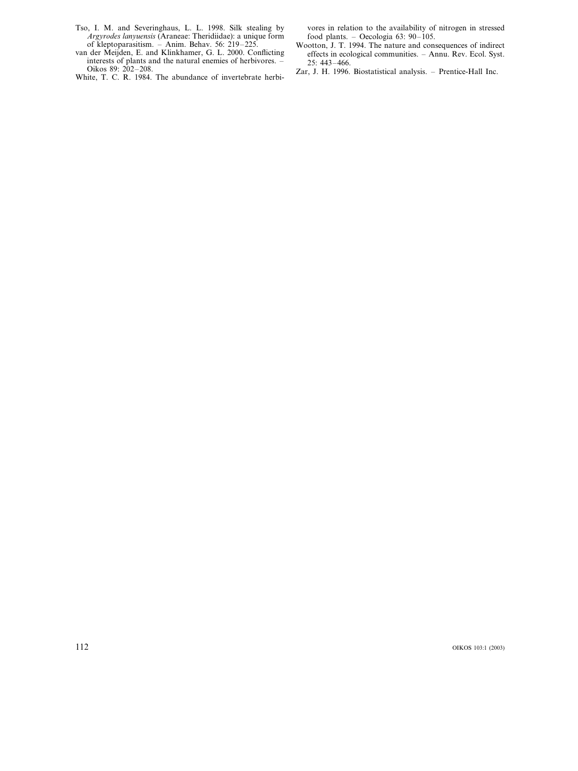Tso, I. M. and Severinghaus, L. L. 1998. Silk stealing by *Argyrodes lanyuensis* (Araneae: Theridiidae): a unique form of kleptoparasitism. – Anim. Behav. 56: 219–225.

van der Meijden, E. and Klinkhamer, G. L. 2000. Conflicting interests of plants and the natural enemies of herbivores. – Oikos 89: 202–208.

White, T. C. R. 1984. The abundance of invertebrate herbivores in relation to the availability of nitrogen in stressed food plants. – Oecologia 63: 90–105.

Wootton, J. T. 1994. The nature and consequences of indirect effects in ecological communities. – Annu. Rev. Ecol. Syst. 25: 443–466.

Zar, J. H. 1996. Biostatistical analysis. – Prentice-Hall Inc.